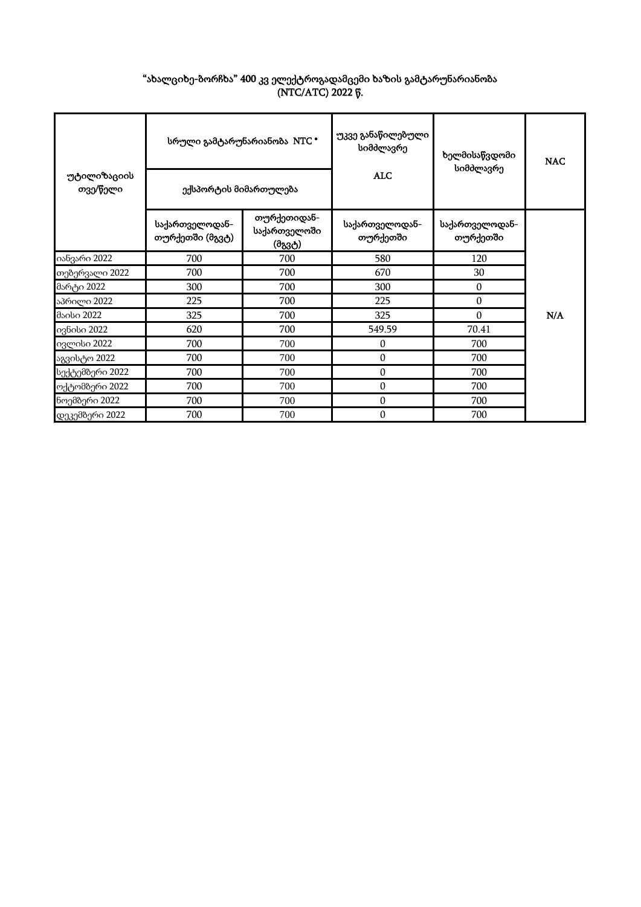“ახალციხე-ბორჩხა” 400 კვ ელექტროგადამცემი ხაზის გამტარუნარიანობა (NTC/ATC) 2022 წ.

| უტილიზაციის თვე/წელი | სრული გამტარუნარიანობა NTC * | | უკვე განაწილებული სიმძლავრე | ხელმისაწვდომი სიმძლავრე | NAC |
|---|---|---|---|---|---|
| | ექსპორტის მიმართულება | | ALC | | |
| | საქართველოდან-თურქეთში (მგვტ) | თურქეთიდან-საქართველოში (მგვტ) | საქართველოდან-თურქეთში | საქართველოდან-თურქეთში | |
| იანვარი 2022 | 700 | 700 | 580 | 120 | N/A |
| თებერვალი 2022 | 700 | 700 | 670 | 30 | |
| მარტი 2022 | 300 | 700 | 300 | 0 | |
| აპრილი 2022 | 225 | 700 | 225 | 0 | |
| მაისი 2022 | 325 | 700 | 325 | 0 | |
| ივნისი 2022 | 620 | 700 | 549.59 | 70.41 | |
| ივლისი 2022 | 700 | 700 | 0 | 700 | |
| აგვისტო 2022 | 700 | 700 | 0 | 700 | |
| სექტემბერი 2022 | 700 | 700 | 0 | 700 | |
| ოქტომბერი 2022 | 700 | 700 | 0 | 700 | |
| ნოემბერი 2022 | 700 | 700 | 0 | 700 | |
| დეკემბერი 2022 | 700 | 700 | 0 | 700 | |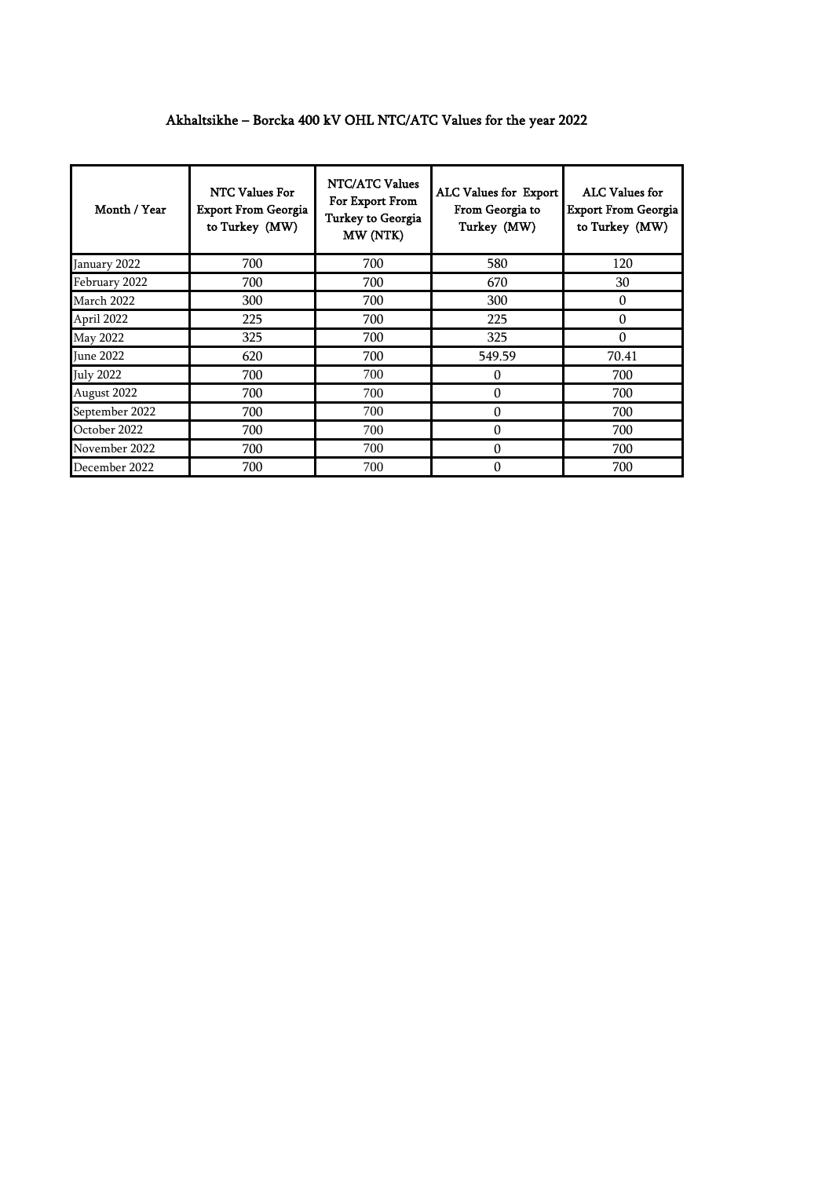## Akhaltsikhe – Borcka 400 kV OHL NTC/ATC Values for the year 2022

| Month / Year | NTC Values For Export From Georgia to Turkey (MW) | NTC/ATC Values For Export From Turkey to Georgia MW (NTK) | ALC Values for Export From Georgia to Turkey (MW) | ALC Values for Export From Georgia to Turkey (MW) |
|---|---|---|---|---|
| January 2022 | 700 | 700 | 580 | 120 |
| February 2022 | 700 | 700 | 670 | 30 |
| March 2022 | 300 | 700 | 300 | 0 |
| April 2022 | 225 | 700 | 225 | 0 |
| May 2022 | 325 | 700 | 325 | 0 |
| June 2022 | 620 | 700 | 549.59 | 70.41 |
| July 2022 | 700 | 700 | 0 | 700 |
| August 2022 | 700 | 700 | 0 | 700 |
| September 2022 | 700 | 700 | 0 | 700 |
| October 2022 | 700 | 700 | 0 | 700 |
| November 2022 | 700 | 700 | 0 | 700 |
| December 2022 | 700 | 700 | 0 | 700 |